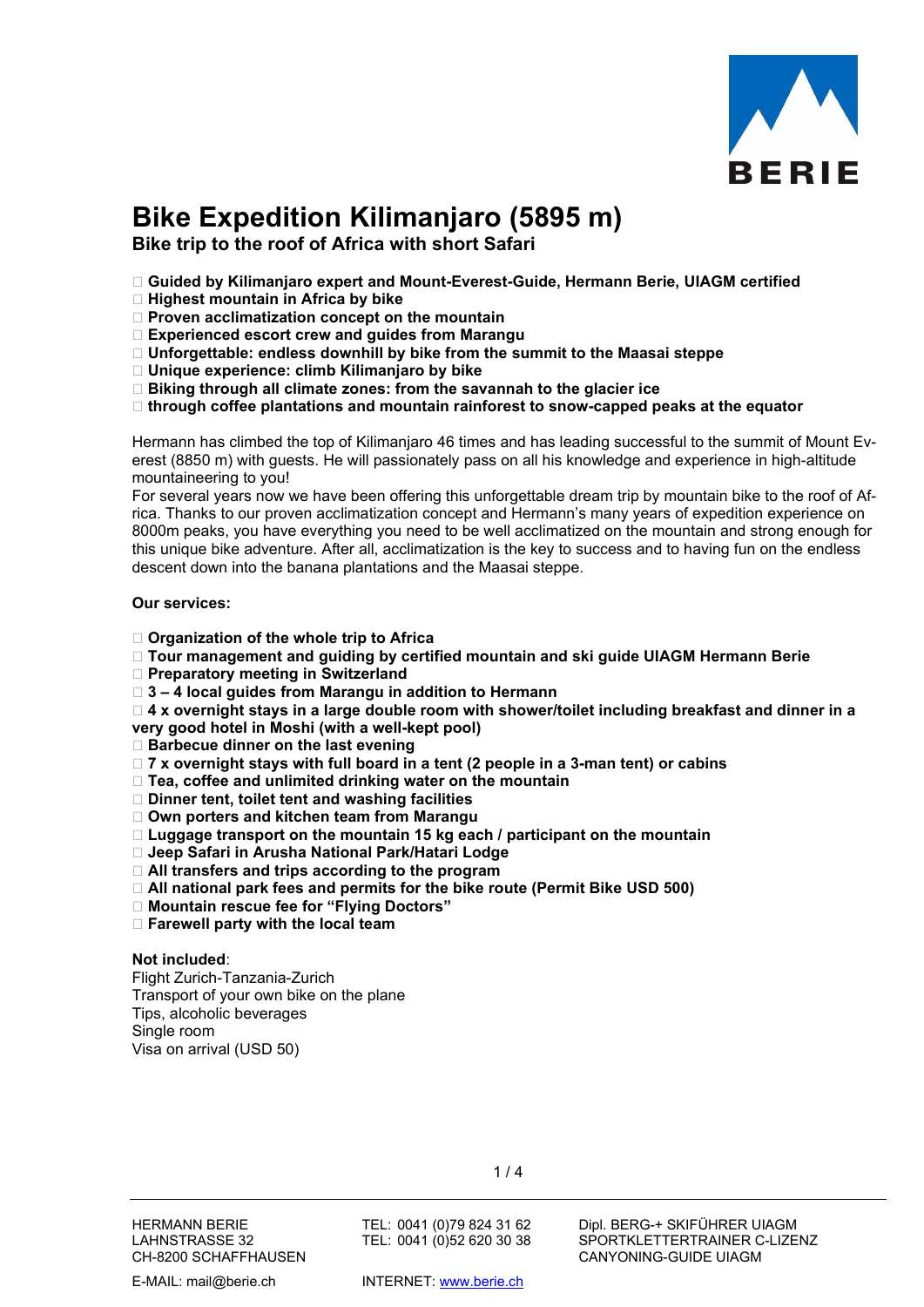BERIE

# Bike Expedition Kilimanjaro (5895 m)

## Bike trip to the roof of Africa with short Safari

- **Guided by Kilimanjaro expert and Mount-Everest-Guide, Hermann Berie, UIAGM certified**
- **Highest mountain in Africa by bike**
- **Proven acclimatization concept on the mountain**
- **Experienced escort crew and guides from Marangu**
- **Unforgettable: endless downhill by bike from the summit to the Maasai steppe**
- **Unique experience: climb Kilimanjaro by bike**
- **Biking through all climate zones: from the savannah to the glacier ice**
- **through coffee plantations and mountain rainforest to snow-capped peaks at the equator**

Hermann has climbed the top of Kilimanjaro 46 times and has leading successful to the summit of Mount Everest (8850 m) with guests. He will passionately pass on all his knowledge and experience in high-altitude mountaineering to you!
For several years now we have been offering this unforgettable dream trip by mountain bike to the roof of Africa. Thanks to our proven acclimatization concept and Hermann's many years of expedition experience on 8000m peaks, you have everything you need to be well acclimatized on the mountain and strong enough for this unique bike adventure. After all, acclimatization is the key to success and to having fun on the endless descent down into the banana plantations and the Maasai steppe.

**Our services:**

- **Organization of the whole trip to Africa**
- **Tour management and guiding by certified mountain and ski guide UIAGM Hermann Berie**
- **Preparatory meeting in Switzerland**
- **3 – 4 local guides from Marangu in addition to Hermann**
- **4 x overnight stays in a large double room with shower/toilet including breakfast and dinner in a very good hotel in Moshi (with a well-kept pool)**
- **Barbecue dinner on the last evening**
- **7 x overnight stays with full board in a tent (2 people in a 3-man tent) or cabins**
- **Tea, coffee and unlimited drinking water on the mountain**
- **Dinner tent, toilet tent and washing facilities**
- **Own porters and kitchen team from Marangu**
- **Luggage transport on the mountain 15 kg each / participant on the mountain**
- **Jeep Safari in Arusha National Park/Hatari Lodge**
- **All transfers and trips according to the program**
- **All national park fees and permits for the bike route (Permit Bike USD 500)**
- **Mountain rescue fee for "Flying Doctors"**
- **Farewell party with the local team**

**Not included**:
Flight Zurich-Tanzania-Zurich
Transport of your own bike on the plane
Tips, alcoholic beverages
Single room
Visa on arrival (USD 50)

HERMANN BERIE
LAHNSTRASSE 32
CH-8200 SCHAFFHAUSEN
E-MAIL: mail@berie.ch

TEL: 0041 (0)79 824 31 62
TEL: 0041 (0)52 620 30 38
INTERNET: www.berie.ch

Dipl. BERG-+ SKIFÜHRER UIAGM
SPORTKLETTERTRAINER C-LIZENZ
CANYONING-GUIDE UIAGM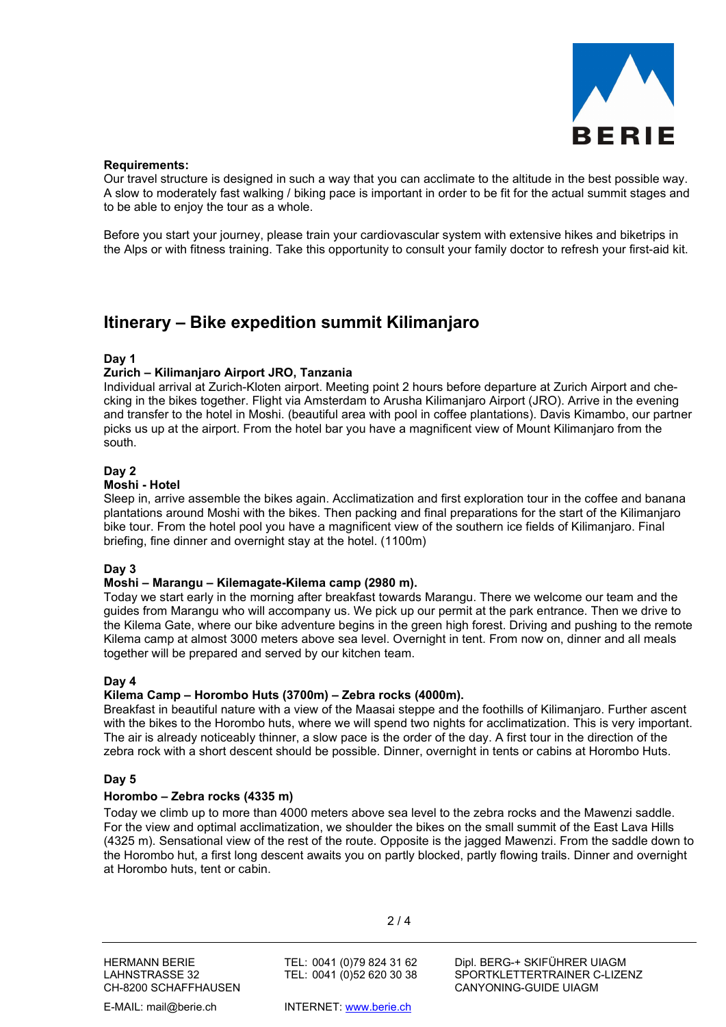**Requirements:**
Our travel structure is designed in such a way that you can acclimate to the altitude in the best possible way. A slow to moderately fast walking / biking pace is important in order to be fit for the actual summit stages and to be able to enjoy the tour as a whole.

Before you start your journey, please train your cardiovascular system with extensive hikes and biketrips in the Alps or with fitness training. Take this opportunity to consult your family doctor to refresh your first-aid kit.

## Itinerary – Bike expedition summit Kilimanjaro

**Day 1**
**Zurich – Kilimanjaro Airport JRO, Tanzania**
Individual arrival at Zurich-Kloten airport. Meeting point 2 hours before departure at Zurich Airport and checking in the bikes together. Flight via Amsterdam to Arusha Kilimanjaro Airport (JRO). Arrive in the evening and transfer to the hotel in Moshi. (beautiful area with pool in coffee plantations). Davis Kimambo, our partner picks us up at the airport. From the hotel bar you have a magnificent view of Mount Kilimanjaro from the south.

**Day 2**
**Moshi - Hotel**
Sleep in, arrive assemble the bikes again. Acclimatization and first exploration tour in the coffee and banana plantations around Moshi with the bikes. Then packing and final preparations for the start of the Kilimanjaro bike tour. From the hotel pool you have a magnificent view of the southern ice fields of Kilimanjaro. Final briefing, fine dinner and overnight stay at the hotel. (1100m)

**Day 3**
**Moshi – Marangu – Kilemagate-Kilema camp (2980 m).**
Today we start early in the morning after breakfast towards Marangu. There we welcome our team and the guides from Marangu who will accompany us. We pick up our permit at the park entrance. Then we drive to the Kilema Gate, where our bike adventure begins in the green high forest. Driving and pushing to the remote Kilema camp at almost 3000 meters above sea level. Overnight in tent. From now on, dinner and all meals together will be prepared and served by our kitchen team.

**Day 4**
**Kilema Camp – Horombo Huts (3700m) – Zebra rocks (4000m).**
Breakfast in beautiful nature with a view of the Maasai steppe and the foothills of Kilimanjaro. Further ascent with the bikes to the Horombo huts, where we will spend two nights for acclimatization. This is very important. The air is already noticeably thinner, a slow pace is the order of the day. A first tour in the direction of the zebra rock with a short descent should be possible. Dinner, overnight in tents or cabins at Horombo Huts.

**Day 5**
**Horombo – Zebra rocks (4335 m)**
Today we climb up to more than 4000 meters above sea level to the zebra rocks and the Mawenzi saddle. For the view and optimal acclimatization, we shoulder the bikes on the small summit of the East Lava Hills (4325 m). Sensational view of the rest of the route. Opposite is the jagged Mawenzi. From the saddle down to the Horombo hut, a first long descent awaits you on partly blocked, partly flowing trails. Dinner and overnight at Horombo huts, tent or cabin.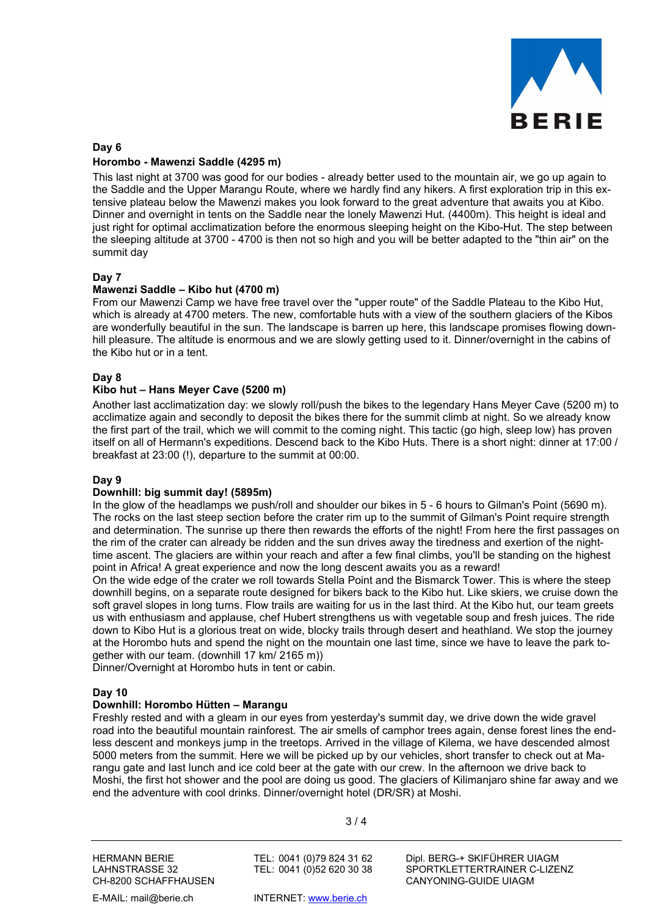**Day 6**

**Horombo - Mawenzi Saddle (4295 m)**

This last night at 3700 was good for our bodies - already better used to the mountain air, we go up again to the Saddle and the Upper Marangu Route, where we hardly find any hikers. A first exploration trip in this extensive plateau below the Mawenzi makes you look forward to the great adventure that awaits you at Kibo. Dinner and overnight in tents on the Saddle near the lonely Mawenzi Hut. (4400m). This height is ideal and just right for optimal acclimatization before the enormous sleeping height on the Kibo-Hut. The step between the sleeping altitude at 3700 - 4700 is then not so high and you will be better adapted to the "thin air" on the summit day

**Day 7**

**Mawenzi Saddle – Kibo hut (4700 m)**

From our Mawenzi Camp we have free travel over the "upper route" of the Saddle Plateau to the Kibo Hut, which is already at 4700 meters. The new, comfortable huts with a view of the southern glaciers of the Kibos are wonderfully beautiful in the sun. The landscape is barren up here, this landscape promises flowing downhill pleasure. The altitude is enormous and we are slowly getting used to it. Dinner/overnight in the cabins of the Kibo hut or in a tent.

**Day 8**

**Kibo hut – Hans Meyer Cave (5200 m)**

Another last acclimatization day: we slowly roll/push the bikes to the legendary Hans Meyer Cave (5200 m) to acclimatize again and secondly to deposit the bikes there for the summit climb at night. So we already know the first part of the trail, which we will commit to the coming night. This tactic (go high, sleep low) has proven itself on all of Hermann's expeditions. Descend back to the Kibo Huts. There is a short night: dinner at 17:00 / breakfast at 23:00 (!), departure to the summit at 00:00.

**Day 9**

**Downhill: big summit day! (5895m)**

In the glow of the headlamps we push/roll and shoulder our bikes in 5 - 6 hours to Gilman's Point (5690 m). The rocks on the last steep section before the crater rim up to the summit of Gilman's Point require strength and determination. The sunrise up there then rewards the efforts of the night! From here the first passages on the rim of the crater can already be ridden and the sun drives away the tiredness and exertion of the nighttime ascent. The glaciers are within your reach and after a few final climbs, you'll be standing on the highest point in Africa! A great experience and now the long descent awaits you as a reward!

On the wide edge of the crater we roll towards Stella Point and the Bismarck Tower. This is where the steep downhill begins, on a separate route designed for bikers back to the Kibo hut. Like skiers, we cruise down the soft gravel slopes in long turns. Flow trails are waiting for us in the last third. At the Kibo hut, our team greets us with enthusiasm and applause, chef Hubert strengthens us with vegetable soup and fresh juices. The ride down to Kibo Hut is a glorious treat on wide, blocky trails through desert and heathland. We stop the journey at the Horombo huts and spend the night on the mountain one last time, since we have to leave the park together with our team. (downhill 17 km/ 2165 m))

Dinner/Overnight at Horombo huts in tent or cabin.

**Day 10**

**Downhill: Horombo Hütten – Marangu**

Freshly rested and with a gleam in our eyes from yesterday's summit day, we drive down the wide gravel road into the beautiful mountain rainforest. The air smells of camphor trees again, dense forest lines the endless descent and monkeys jump in the treetops. Arrived in the village of Kilema, we have descended almost 5000 meters from the summit. Here we will be picked up by our vehicles, short transfer to check out at Marangu gate and last lunch and ice cold beer at the gate with our crew. In the afternoon we drive back to Moshi, the first hot shower and the pool are doing us good. The glaciers of Kilimanjaro shine far away and we end the adventure with cool drinks. Dinner/overnight hotel (DR/SR) at Moshi.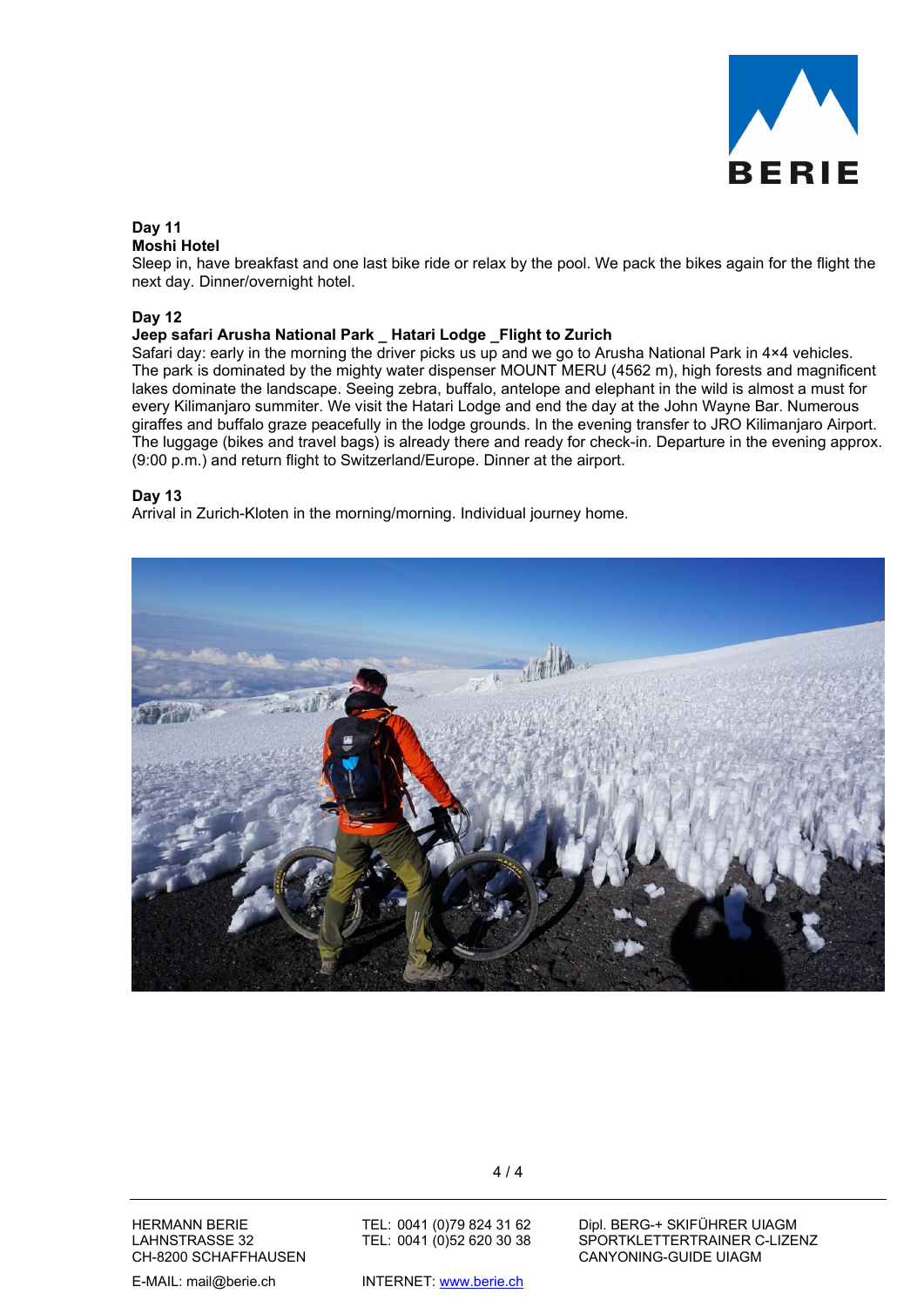### Day 11
**Moshi Hotel**

Sleep in, have breakfast and one last bike ride or relax by the pool. We pack the bikes again for the flight the next day. Dinner/overnight hotel.

### Day 12
**Jeep safari Arusha National Park _ Hatari Lodge _Flight to Zurich**

Safari day: early in the morning the driver picks us up and we go to Arusha National Park in 4×4 vehicles. The park is dominated by the mighty water dispenser MOUNT MERU (4562 m), high forests and magnificent lakes dominate the landscape. Seeing zebra, buffalo, antelope and elephant in the wild is almost a must for every Kilimanjaro summiter. We visit the Hatari Lodge and end the day at the John Wayne Bar. Numerous giraffes and buffalo graze peacefully in the lodge grounds. In the evening transfer to JRO Kilimanjaro Airport. The luggage (bikes and travel bags) is already there and ready for check-in. Departure in the evening approx. (9:00 p.m.) and return flight to Switzerland/Europe. Dinner at the airport.

### Day 13
Arrival in Zurich-Kloten in the morning/morning. Individual journey home.

HERMANN BERIE
LAHNSTRASSE 32
CH-8200 SCHAFFHAUSEN

TEL: 0041 (0)79 824 31 62
TEL: 0041 (0)52 620 30 38

Dipl. BERG-+ SKIFÜHRER UIAGM
SPORTKLETTERTRAINER C-LIZENZ
CANYONING-GUIDE UIAGM

E-MAIL: mail@berie.ch

INTERNET: www.berie.ch